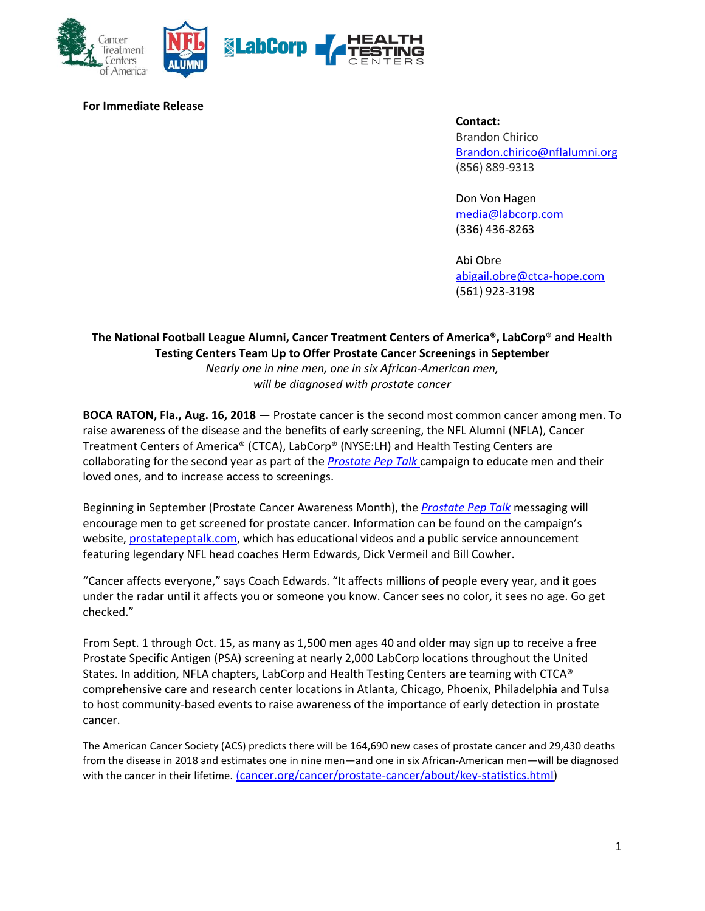**For Immediate Release**

**Contact:**
Brandon Chirico
Brandon.chirico@nflalumni.org
(856) 889-9313

Don Von Hagen
media@labcorp.com
(336) 436-8263

Abi Obre
abigail.obre@ctca-hope.com
(561) 923-3198

**The National Football League Alumni, Cancer Treatment Centers of America®, LabCorp® and Health Testing Centers Team Up to Offer Prostate Cancer Screenings in September**

*Nearly one in nine men, one in six African-American men, will be diagnosed with prostate cancer*

**BOCA RATON, Fla., Aug. 16, 2018** — Prostate cancer is the second most common cancer among men. To raise awareness of the disease and the benefits of early screening, the NFL Alumni (NFLA), Cancer Treatment Centers of America® (CTCA), LabCorp® (NYSE:LH) and Health Testing Centers are collaborating for the second year as part of the *Prostate Pep Talk* campaign to educate men and their loved ones, and to increase access to screenings.

Beginning in September (Prostate Cancer Awareness Month), the *Prostate Pep Talk* messaging will encourage men to get screened for prostate cancer. Information can be found on the campaign's website, prostatepeptalk.com, which has educational videos and a public service announcement featuring legendary NFL head coaches Herm Edwards, Dick Vermeil and Bill Cowher.

"Cancer affects everyone," says Coach Edwards. "It affects millions of people every year, and it goes under the radar until it affects you or someone you know. Cancer sees no color, it sees no age. Go get checked."

From Sept. 1 through Oct. 15, as many as 1,500 men ages 40 and older may sign up to receive a free Prostate Specific Antigen (PSA) screening at nearly 2,000 LabCorp locations throughout the United States. In addition, NFLA chapters, LabCorp and Health Testing Centers are teaming with CTCA® comprehensive care and research center locations in Atlanta, Chicago, Phoenix, Philadelphia and Tulsa to host community-based events to raise awareness of the importance of early detection in prostate cancer.

The American Cancer Society (ACS) predicts there will be 164,690 new cases of prostate cancer and 29,430 deaths from the disease in 2018 and estimates one in nine men—and one in six African-American men—will be diagnosed with the cancer in their lifetime. (cancer.org/cancer/prostate-cancer/about/key-statistics.html)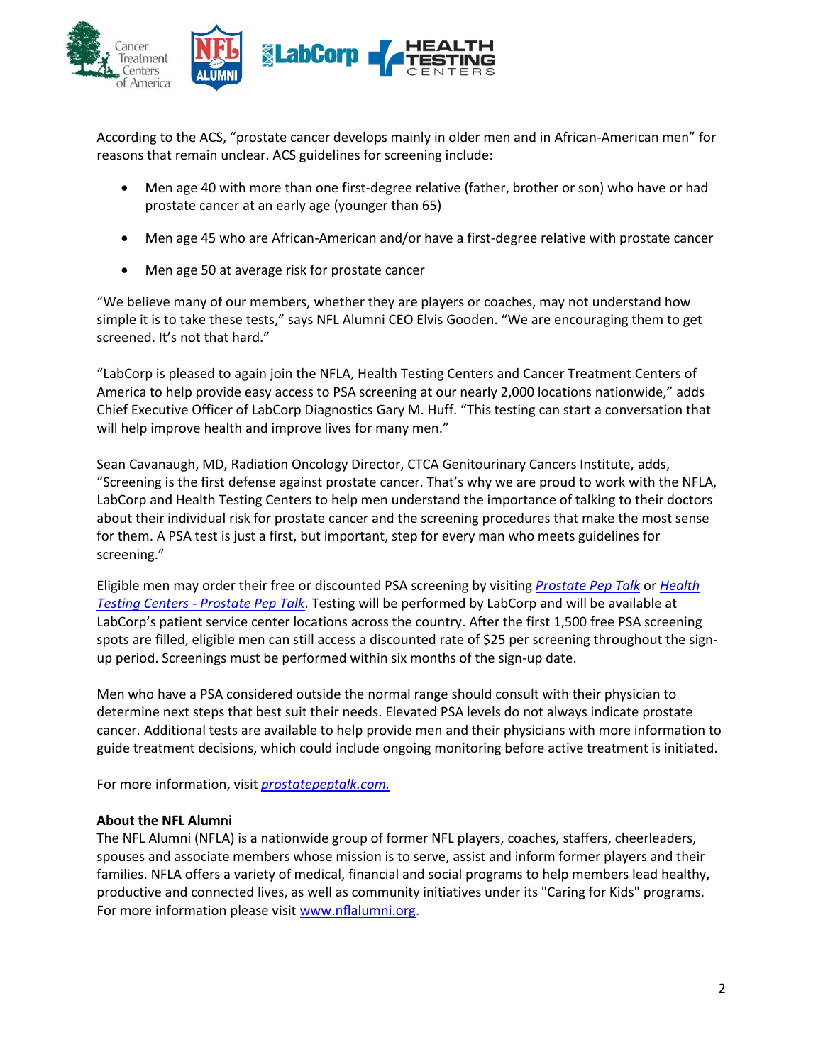According to the ACS, "prostate cancer develops mainly in older men and in African-American men" for reasons that remain unclear. ACS guidelines for screening include:

- Men age 40 with more than one first-degree relative (father, brother or son) who have or had prostate cancer at an early age (younger than 65)
- Men age 45 who are African-American and/or have a first-degree relative with prostate cancer
- Men age 50 at average risk for prostate cancer

"We believe many of our members, whether they are players or coaches, may not understand how simple it is to take these tests," says NFL Alumni CEO Elvis Gooden. "We are encouraging them to get screened. It's not that hard."

"LabCorp is pleased to again join the NFLA, Health Testing Centers and Cancer Treatment Centers of America to help provide easy access to PSA screening at our nearly 2,000 locations nationwide," adds Chief Executive Officer of LabCorp Diagnostics Gary M. Huff. "This testing can start a conversation that will help improve health and improve lives for many men."

Sean Cavanaugh, MD, Radiation Oncology Director, CTCA Genitourinary Cancers Institute, adds, "Screening is the first defense against prostate cancer. That's why we are proud to work with the NFLA, LabCorp and Health Testing Centers to help men understand the importance of talking to their doctors about their individual risk for prostate cancer and the screening procedures that make the most sense for them. A PSA test is just a first, but important, step for every man who meets guidelines for screening."

Eligible men may order their free or discounted PSA screening by visiting *Prostate Pep Talk* or *Health Testing Centers - Prostate Pep Talk*. Testing will be performed by LabCorp and will be available at LabCorp's patient service center locations across the country. After the first 1,500 free PSA screening spots are filled, eligible men can still access a discounted rate of $25 per screening throughout the sign-up period. Screenings must be performed within six months of the sign-up date.

Men who have a PSA considered outside the normal range should consult with their physician to determine next steps that best suit their needs. Elevated PSA levels do not always indicate prostate cancer. Additional tests are available to help provide men and their physicians with more information to guide treatment decisions, which could include ongoing monitoring before active treatment is initiated.

For more information, visit *prostatepeptalk.com.*

**About the NFL Alumni**

The NFL Alumni (NFLA) is a nationwide group of former NFL players, coaches, staffers, cheerleaders, spouses and associate members whose mission is to serve, assist and inform former players and their families. NFLA offers a variety of medical, financial and social programs to help members lead healthy, productive and connected lives, as well as community initiatives under its "Caring for Kids" programs. For more information please visit www.nflalumni.org.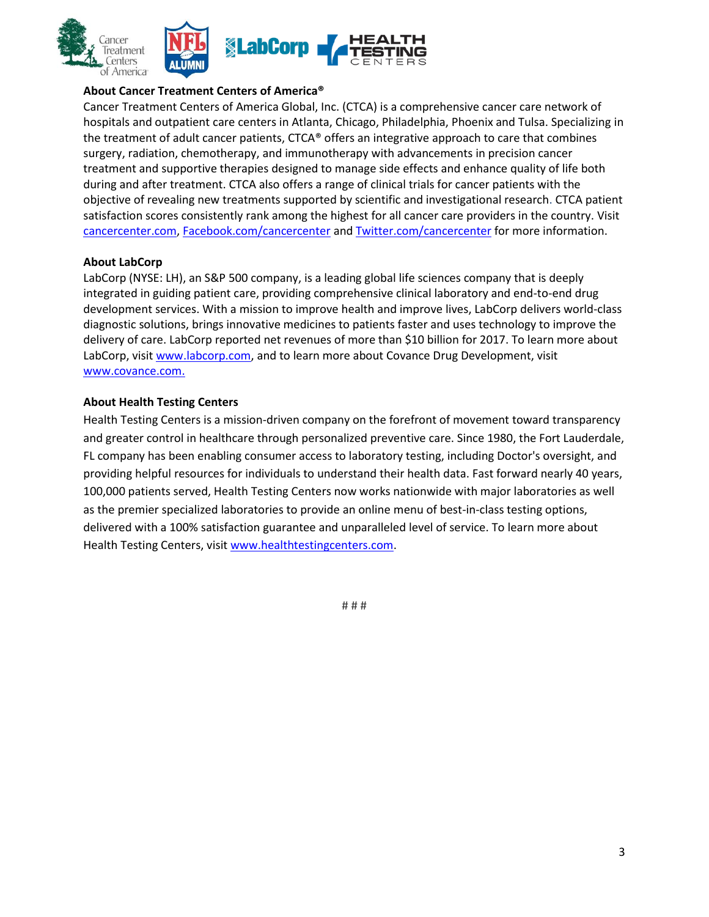## About Cancer Treatment Centers of America®

Cancer Treatment Centers of America Global, Inc. (CTCA) is a comprehensive cancer care network of hospitals and outpatient care centers in Atlanta, Chicago, Philadelphia, Phoenix and Tulsa. Specializing in the treatment of adult cancer patients, CTCA® offers an integrative approach to care that combines surgery, radiation, chemotherapy, and immunotherapy with advancements in precision cancer treatment and supportive therapies designed to manage side effects and enhance quality of life both during and after treatment. CTCA also offers a range of clinical trials for cancer patients with the objective of revealing new treatments supported by scientific and investigational research. CTCA patient satisfaction scores consistently rank among the highest for all cancer care providers in the country. Visit cancercenter.com, Facebook.com/cancercenter and Twitter.com/cancercenter for more information.

## About LabCorp

LabCorp (NYSE: LH), an S&P 500 company, is a leading global life sciences company that is deeply integrated in guiding patient care, providing comprehensive clinical laboratory and end-to-end drug development services. With a mission to improve health and improve lives, LabCorp delivers world-class diagnostic solutions, brings innovative medicines to patients faster and uses technology to improve the delivery of care. LabCorp reported net revenues of more than $10 billion for 2017. To learn more about LabCorp, visit www.labcorp.com, and to learn more about Covance Drug Development, visit www.covance.com.

## About Health Testing Centers

Health Testing Centers is a mission-driven company on the forefront of movement toward transparency and greater control in healthcare through personalized preventive care. Since 1980, the Fort Lauderdale, FL company has been enabling consumer access to laboratory testing, including Doctor's oversight, and providing helpful resources for individuals to understand their health data. Fast forward nearly 40 years, 100,000 patients served, Health Testing Centers now works nationwide with major laboratories as well as the premier specialized laboratories to provide an online menu of best-in-class testing options, delivered with a 100% satisfaction guarantee and unparalleled level of service. To learn more about Health Testing Centers, visit www.healthtestingcenters.com.

# # #